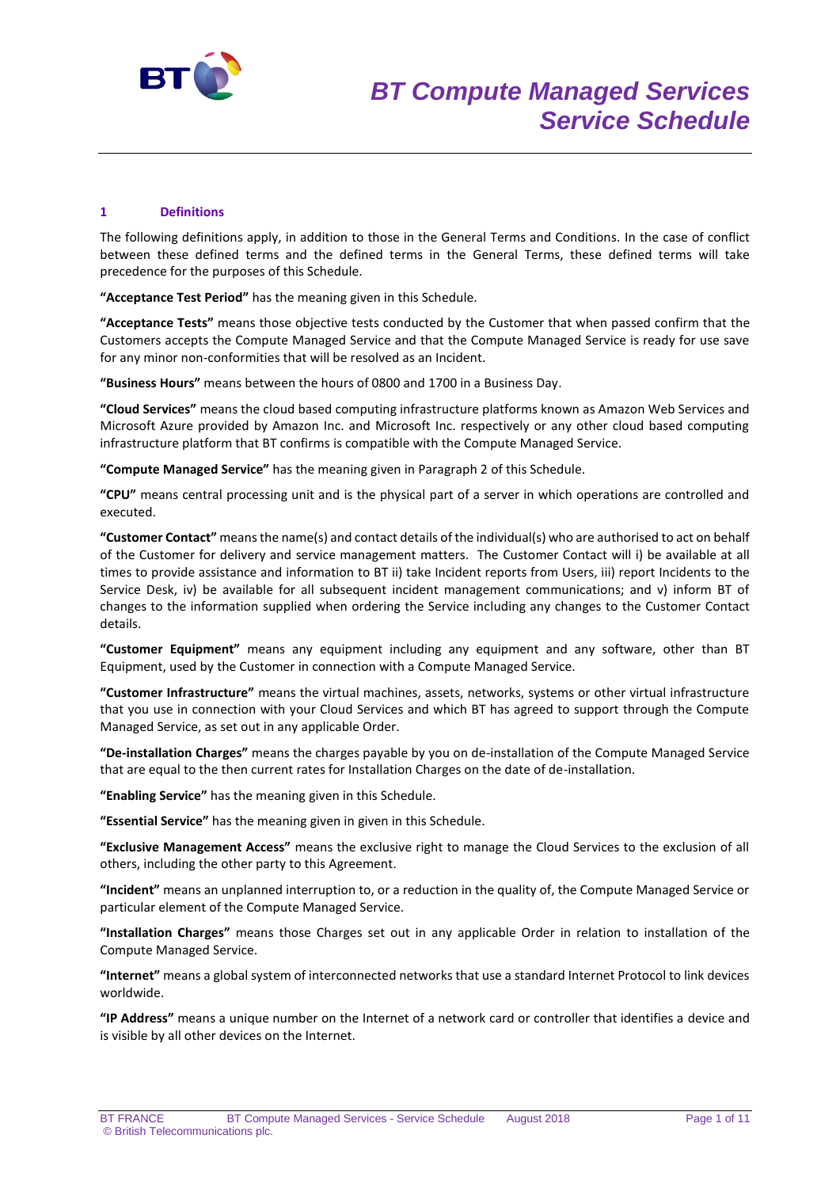# BT Compute Managed Services Service Schedule

## 1 Definitions

The following definitions apply, in addition to those in the General Terms and Conditions. In the case of conflict between these defined terms and the defined terms in the General Terms, these defined terms will take precedence for the purposes of this Schedule.

**"Acceptance Test Period"** has the meaning given in this Schedule.

**"Acceptance Tests"** means those objective tests conducted by the Customer that when passed confirm that the Customers accepts the Compute Managed Service and that the Compute Managed Service is ready for use save for any minor non-conformities that will be resolved as an Incident.

**"Business Hours"** means between the hours of 0800 and 1700 in a Business Day.

**"Cloud Services"** means the cloud based computing infrastructure platforms known as Amazon Web Services and Microsoft Azure provided by Amazon Inc. and Microsoft Inc. respectively or any other cloud based computing infrastructure platform that BT confirms is compatible with the Compute Managed Service.

**"Compute Managed Service"** has the meaning given in Paragraph 2 of this Schedule.

**"CPU"** means central processing unit and is the physical part of a server in which operations are controlled and executed.

**"Customer Contact"** means the name(s) and contact details of the individual(s) who are authorised to act on behalf of the Customer for delivery and service management matters. The Customer Contact will i) be available at all times to provide assistance and information to BT ii) take Incident reports from Users, iii) report Incidents to the Service Desk, iv) be available for all subsequent incident management communications; and v) inform BT of changes to the information supplied when ordering the Service including any changes to the Customer Contact details.

**"Customer Equipment"** means any equipment including any equipment and any software, other than BT Equipment, used by the Customer in connection with a Compute Managed Service.

**"Customer Infrastructure"** means the virtual machines, assets, networks, systems or other virtual infrastructure that you use in connection with your Cloud Services and which BT has agreed to support through the Compute Managed Service, as set out in any applicable Order.

**"De-installation Charges"** means the charges payable by you on de-installation of the Compute Managed Service that are equal to the then current rates for Installation Charges on the date of de-installation.

**"Enabling Service"** has the meaning given in this Schedule.

**"Essential Service"** has the meaning given in given in this Schedule.

**"Exclusive Management Access"** means the exclusive right to manage the Cloud Services to the exclusion of all others, including the other party to this Agreement.

**"Incident"** means an unplanned interruption to, or a reduction in the quality of, the Compute Managed Service or particular element of the Compute Managed Service.

**"Installation Charges"** means those Charges set out in any applicable Order in relation to installation of the Compute Managed Service.

**"Internet"** means a global system of interconnected networks that use a standard Internet Protocol to link devices worldwide.

**"IP Address"** means a unique number on the Internet of a network card or controller that identifies a device and is visible by all other devices on the Internet.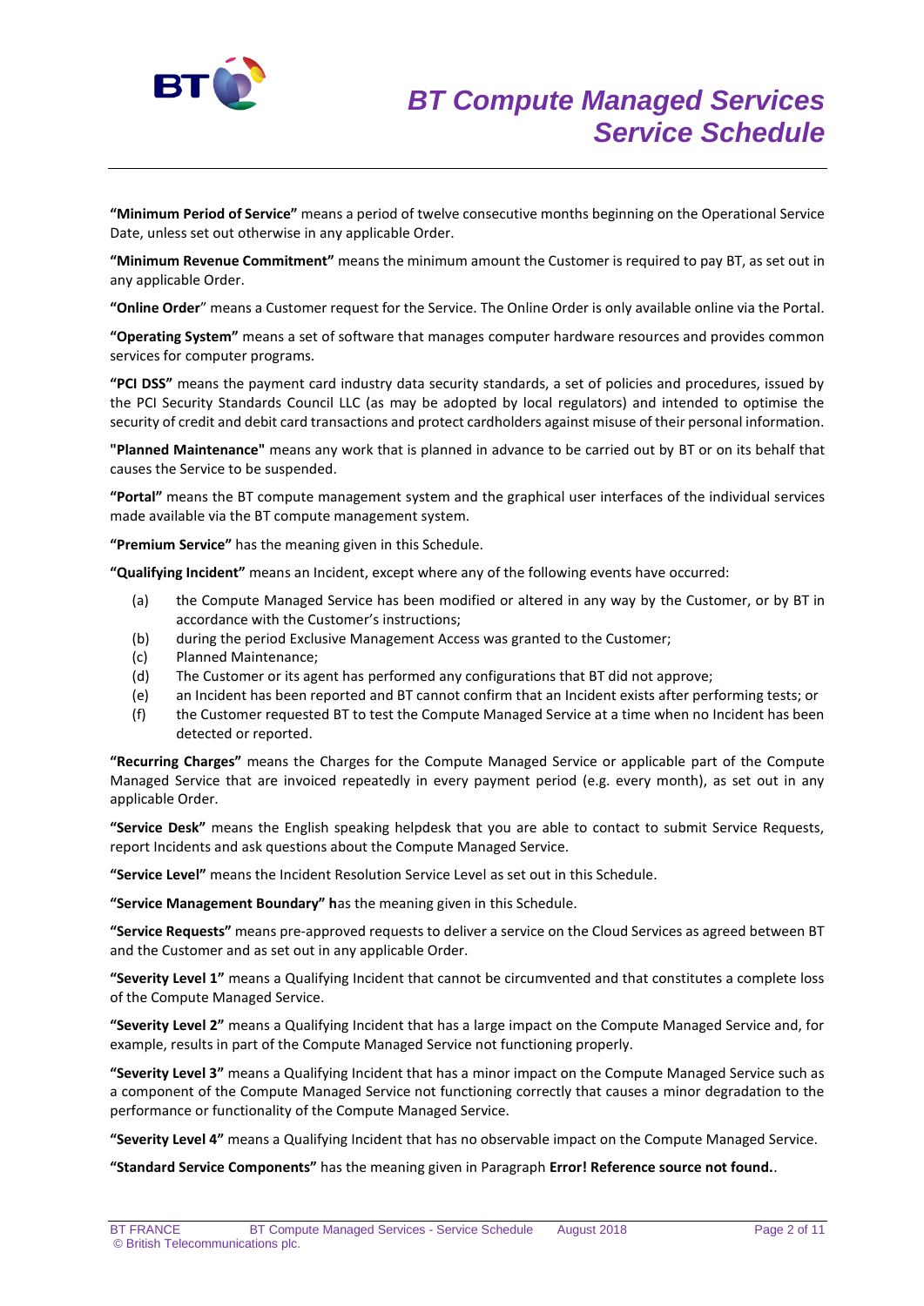**"Minimum Period of Service"** means a period of twelve consecutive months beginning on the Operational Service Date, unless set out otherwise in any applicable Order.

**"Minimum Revenue Commitment"** means the minimum amount the Customer is required to pay BT, as set out in any applicable Order.

**"Online Order"** means a Customer request for the Service. The Online Order is only available online via the Portal.

**"Operating System"** means a set of software that manages computer hardware resources and provides common services for computer programs.

**"PCI DSS"** means the payment card industry data security standards, a set of policies and procedures, issued by the PCI Security Standards Council LLC (as may be adopted by local regulators) and intended to optimise the security of credit and debit card transactions and protect cardholders against misuse of their personal information.

**"Planned Maintenance"** means any work that is planned in advance to be carried out by BT or on its behalf that causes the Service to be suspended.

**"Portal"** means the BT compute management system and the graphical user interfaces of the individual services made available via the BT compute management system.

**"Premium Service"** has the meaning given in this Schedule.

**"Qualifying Incident"** means an Incident, except where any of the following events have occurred:

(a) the Compute Managed Service has been modified or altered in any way by the Customer, or by BT in accordance with the Customer's instructions;

(b) during the period Exclusive Management Access was granted to the Customer;

(c) Planned Maintenance;

(d) The Customer or its agent has performed any configurations that BT did not approve;

(e) an Incident has been reported and BT cannot confirm that an Incident exists after performing tests; or

(f) the Customer requested BT to test the Compute Managed Service at a time when no Incident has been detected or reported.

**"Recurring Charges"** means the Charges for the Compute Managed Service or applicable part of the Compute Managed Service that are invoiced repeatedly in every payment period (e.g. every month), as set out in any applicable Order.

**"Service Desk"** means the English speaking helpdesk that you are able to contact to submit Service Requests, report Incidents and ask questions about the Compute Managed Service.

**"Service Level"** means the Incident Resolution Service Level as set out in this Schedule.

**"Service Management Boundary" h**as the meaning given in this Schedule.

**"Service Requests"** means pre-approved requests to deliver a service on the Cloud Services as agreed between BT and the Customer and as set out in any applicable Order.

**"Severity Level 1"** means a Qualifying Incident that cannot be circumvented and that constitutes a complete loss of the Compute Managed Service.

**"Severity Level 2"** means a Qualifying Incident that has a large impact on the Compute Managed Service and, for example, results in part of the Compute Managed Service not functioning properly.

**"Severity Level 3"** means a Qualifying Incident that has a minor impact on the Compute Managed Service such as a component of the Compute Managed Service not functioning correctly that causes a minor degradation to the performance or functionality of the Compute Managed Service.

**"Severity Level 4"** means a Qualifying Incident that has no observable impact on the Compute Managed Service.

**"Standard Service Components"** has the meaning given in Paragraph **Error! Reference source not found.**.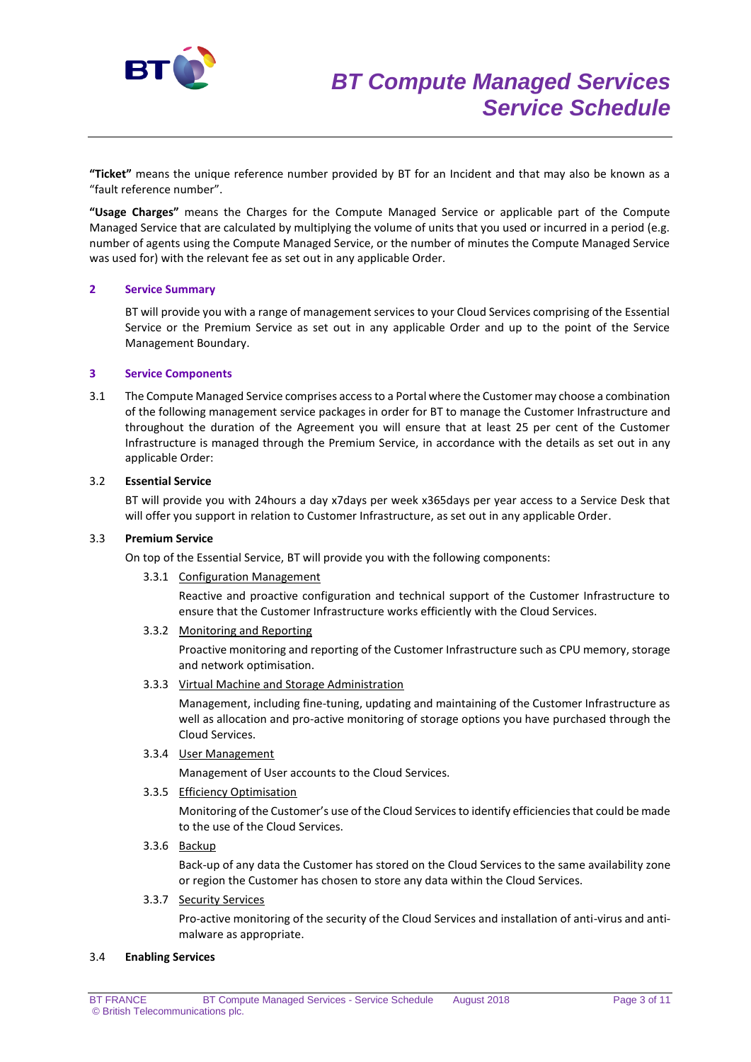**"Ticket"** means the unique reference number provided by BT for an Incident and that may also be known as a "fault reference number".

**"Usage Charges"** means the Charges for the Compute Managed Service or applicable part of the Compute Managed Service that are calculated by multiplying the volume of units that you used or incurred in a period (e.g. number of agents using the Compute Managed Service, or the number of minutes the Compute Managed Service was used for) with the relevant fee as set out in any applicable Order.

## 2 Service Summary

BT will provide you with a range of management services to your Cloud Services comprising of the Essential Service or the Premium Service as set out in any applicable Order and up to the point of the Service Management Boundary.

## 3 Service Components

3.1 The Compute Managed Service comprises access to a Portal where the Customer may choose a combination of the following management service packages in order for BT to manage the Customer Infrastructure and throughout the duration of the Agreement you will ensure that at least 25 per cent of the Customer Infrastructure is managed through the Premium Service, in accordance with the details as set out in any applicable Order:

3.2 **Essential Service**

BT will provide you with 24hours a day x7days per week x365days per year access to a Service Desk that will offer you support in relation to Customer Infrastructure, as set out in any applicable Order.

3.3 **Premium Service**

On top of the Essential Service, BT will provide you with the following components:

3.3.1 Configuration Management

Reactive and proactive configuration and technical support of the Customer Infrastructure to ensure that the Customer Infrastructure works efficiently with the Cloud Services.

3.3.2 Monitoring and Reporting

Proactive monitoring and reporting of the Customer Infrastructure such as CPU memory, storage and network optimisation.

3.3.3 Virtual Machine and Storage Administration

Management, including fine-tuning, updating and maintaining of the Customer Infrastructure as well as allocation and pro-active monitoring of storage options you have purchased through the Cloud Services.

3.3.4 User Management

Management of User accounts to the Cloud Services.

3.3.5 Efficiency Optimisation

Monitoring of the Customer's use of the Cloud Services to identify efficiencies that could be made to the use of the Cloud Services.

3.3.6 Backup

Back-up of any data the Customer has stored on the Cloud Services to the same availability zone or region the Customer has chosen to store any data within the Cloud Services.

3.3.7 Security Services

Pro-active monitoring of the security of the Cloud Services and installation of anti-virus and anti-malware as appropriate.

3.4 **Enabling Services**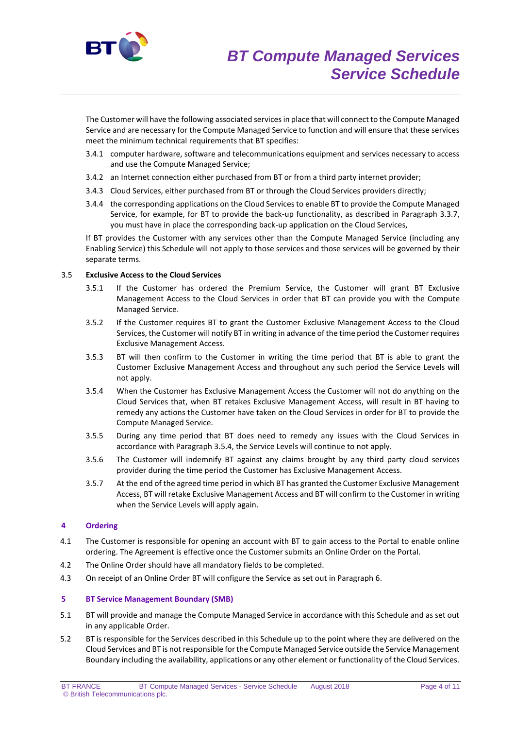The Customer will have the following associated services in place that will connect to the Compute Managed Service and are necessary for the Compute Managed Service to function and will ensure that these services meet the minimum technical requirements that BT specifies:

3.4.1 computer hardware, software and telecommunications equipment and services necessary to access and use the Compute Managed Service;

3.4.2 an Internet connection either purchased from BT or from a third party internet provider;

3.4.3 Cloud Services, either purchased from BT or through the Cloud Services providers directly;

3.4.4 the corresponding applications on the Cloud Services to enable BT to provide the Compute Managed Service, for example, for BT to provide the back-up functionality, as described in Paragraph 3.3.7, you must have in place the corresponding back-up application on the Cloud Services,

If BT provides the Customer with any services other than the Compute Managed Service (including any Enabling Service) this Schedule will not apply to those services and those services will be governed by their separate terms.

3.5 **Exclusive Access to the Cloud Services**

3.5.1 If the Customer has ordered the Premium Service, the Customer will grant BT Exclusive Management Access to the Cloud Services in order that BT can provide you with the Compute Managed Service.

3.5.2 If the Customer requires BT to grant the Customer Exclusive Management Access to the Cloud Services, the Customer will notify BT in writing in advance of the time period the Customer requires Exclusive Management Access.

3.5.3 BT will then confirm to the Customer in writing the time period that BT is able to grant the Customer Exclusive Management Access and throughout any such period the Service Levels will not apply.

3.5.4 When the Customer has Exclusive Management Access the Customer will not do anything on the Cloud Services that, when BT retakes Exclusive Management Access, will result in BT having to remedy any actions the Customer have taken on the Cloud Services in order for BT to provide the Compute Managed Service.

3.5.5 During any time period that BT does need to remedy any issues with the Cloud Services in accordance with Paragraph 3.5.4, the Service Levels will continue to not apply.

3.5.6 The Customer will indemnify BT against any claims brought by any third party cloud services provider during the time period the Customer has Exclusive Management Access.

3.5.7 At the end of the agreed time period in which BT has granted the Customer Exclusive Management Access, BT will retake Exclusive Management Access and BT will confirm to the Customer in writing when the Service Levels will apply again.

## 4 Ordering

4.1 The Customer is responsible for opening an account with BT to gain access to the Portal to enable online ordering. The Agreement is effective once the Customer submits an Online Order on the Portal.

4.2 The Online Order should have all mandatory fields to be completed.

4.3 On receipt of an Online Order BT will configure the Service as set out in Paragraph 6.

## 5 BT Service Management Boundary (SMB)

5.1 BT will provide and manage the Compute Managed Service in accordance with this Schedule and as set out in any applicable Order.

5.2 BT is responsible for the Services described in this Schedule up to the point where they are delivered on the Cloud Services and BT is not responsible for the Compute Managed Service outside the Service Management Boundary including the availability, applications or any other element or functionality of the Cloud Services.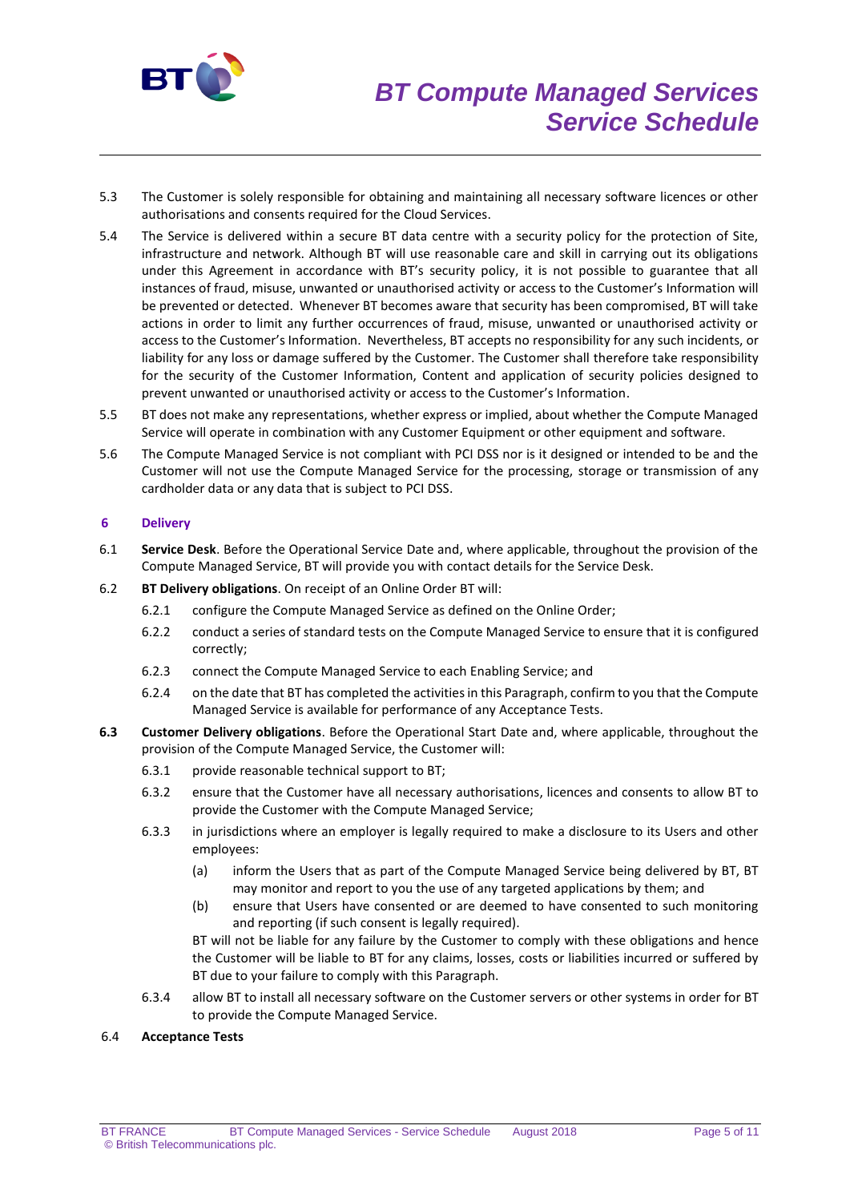5.3 The Customer is solely responsible for obtaining and maintaining all necessary software licences or other authorisations and consents required for the Cloud Services.

5.4 The Service is delivered within a secure BT data centre with a security policy for the protection of Site, infrastructure and network. Although BT will use reasonable care and skill in carrying out its obligations under this Agreement in accordance with BT's security policy, it is not possible to guarantee that all instances of fraud, misuse, unwanted or unauthorised activity or access to the Customer's Information will be prevented or detected. Whenever BT becomes aware that security has been compromised, BT will take actions in order to limit any further occurrences of fraud, misuse, unwanted or unauthorised activity or access to the Customer's Information. Nevertheless, BT accepts no responsibility for any such incidents, or liability for any loss or damage suffered by the Customer. The Customer shall therefore take responsibility for the security of the Customer Information, Content and application of security policies designed to prevent unwanted or unauthorised activity or access to the Customer's Information.

5.5 BT does not make any representations, whether express or implied, about whether the Compute Managed Service will operate in combination with any Customer Equipment or other equipment and software.

5.6 The Compute Managed Service is not compliant with PCI DSS nor is it designed or intended to be and the Customer will not use the Compute Managed Service for the processing, storage or transmission of any cardholder data or any data that is subject to PCI DSS.

## 6 Delivery

6.1 **Service Desk**. Before the Operational Service Date and, where applicable, throughout the provision of the Compute Managed Service, BT will provide you with contact details for the Service Desk.

6.2 **BT Delivery obligations**. On receipt of an Online Order BT will:

6.2.1 configure the Compute Managed Service as defined on the Online Order;

6.2.2 conduct a series of standard tests on the Compute Managed Service to ensure that it is configured correctly;

6.2.3 connect the Compute Managed Service to each Enabling Service; and

6.2.4 on the date that BT has completed the activities in this Paragraph, confirm to you that the Compute Managed Service is available for performance of any Acceptance Tests.

**6.3** **Customer Delivery obligations**. Before the Operational Start Date and, where applicable, throughout the provision of the Compute Managed Service, the Customer will:

6.3.1 provide reasonable technical support to BT;

6.3.2 ensure that the Customer have all necessary authorisations, licences and consents to allow BT to provide the Customer with the Compute Managed Service;

6.3.3 in jurisdictions where an employer is legally required to make a disclosure to its Users and other employees:

(a) inform the Users that as part of the Compute Managed Service being delivered by BT, BT may monitor and report to you the use of any targeted applications by them; and

(b) ensure that Users have consented or are deemed to have consented to such monitoring and reporting (if such consent is legally required).

BT will not be liable for any failure by the Customer to comply with these obligations and hence the Customer will be liable to BT for any claims, losses, costs or liabilities incurred or suffered by BT due to your failure to comply with this Paragraph.

6.3.4 allow BT to install all necessary software on the Customer servers or other systems in order for BT to provide the Compute Managed Service.

6.4 **Acceptance Tests**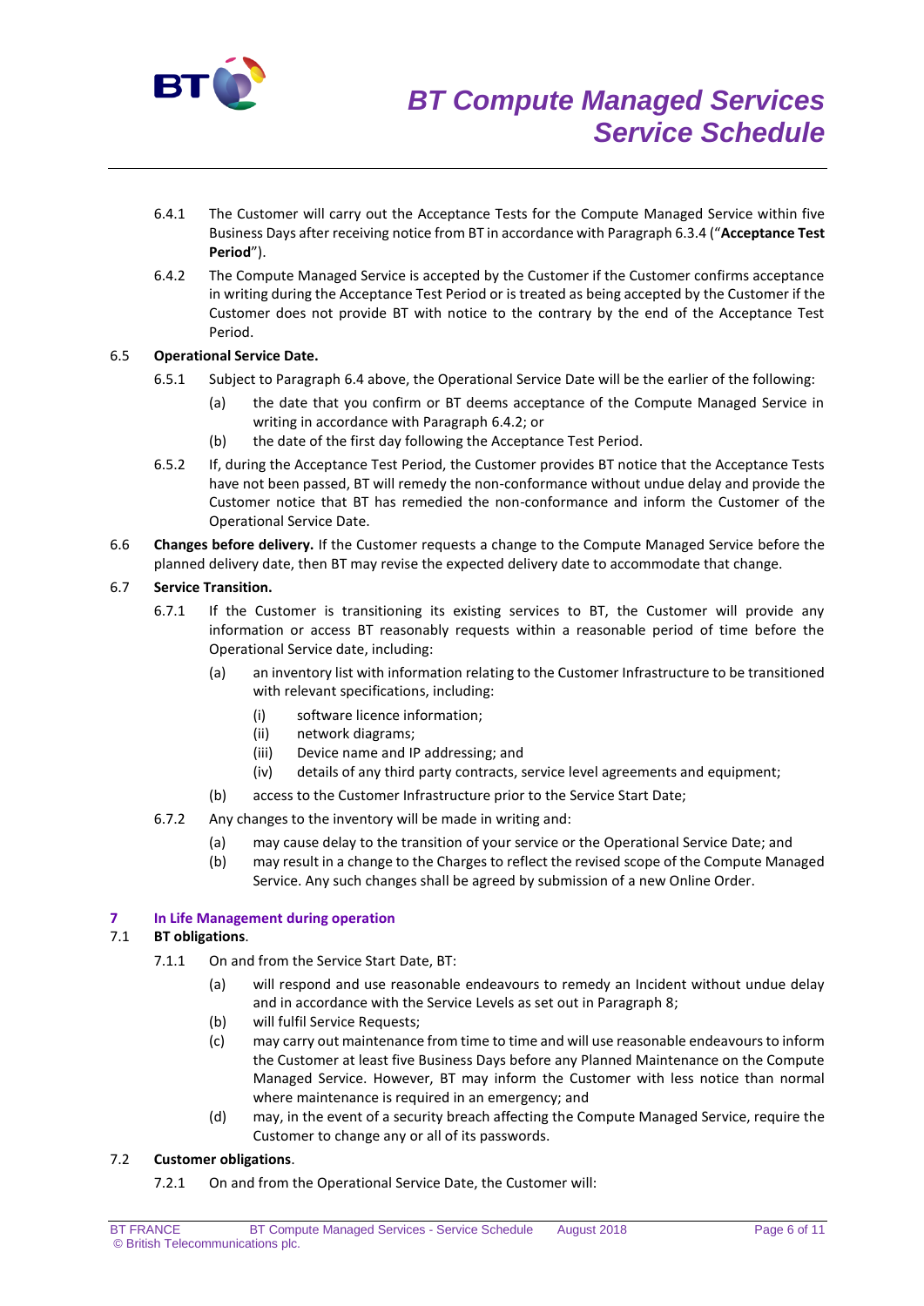6.4.1 The Customer will carry out the Acceptance Tests for the Compute Managed Service within five Business Days after receiving notice from BT in accordance with Paragraph 6.3.4 ("**Acceptance Test Period**").

6.4.2 The Compute Managed Service is accepted by the Customer if the Customer confirms acceptance in writing during the Acceptance Test Period or is treated as being accepted by the Customer if the Customer does not provide BT with notice to the contrary by the end of the Acceptance Test Period.

6.5 **Operational Service Date.**

6.5.1 Subject to Paragraph 6.4 above, the Operational Service Date will be the earlier of the following:

(a) the date that you confirm or BT deems acceptance of the Compute Managed Service in writing in accordance with Paragraph 6.4.2; or

(b) the date of the first day following the Acceptance Test Period.

6.5.2 If, during the Acceptance Test Period, the Customer provides BT notice that the Acceptance Tests have not been passed, BT will remedy the non-conformance without undue delay and provide the Customer notice that BT has remedied the non-conformance and inform the Customer of the Operational Service Date.

6.6 **Changes before delivery.** If the Customer requests a change to the Compute Managed Service before the planned delivery date, then BT may revise the expected delivery date to accommodate that change.

6.7 **Service Transition.**

6.7.1 If the Customer is transitioning its existing services to BT, the Customer will provide any information or access BT reasonably requests within a reasonable period of time before the Operational Service date, including:

(a) an inventory list with information relating to the Customer Infrastructure to be transitioned with relevant specifications, including:

(i) software licence information;

(ii) network diagrams;

(iii) Device name and IP addressing; and

(iv) details of any third party contracts, service level agreements and equipment;

(b) access to the Customer Infrastructure prior to the Service Start Date;

6.7.2 Any changes to the inventory will be made in writing and:

(a) may cause delay to the transition of your service or the Operational Service Date; and

(b) may result in a change to the Charges to reflect the revised scope of the Compute Managed Service. Any such changes shall be agreed by submission of a new Online Order.

## 7 In Life Management during operation

7.1 **BT obligations**.

7.1.1 On and from the Service Start Date, BT:

(a) will respond and use reasonable endeavours to remedy an Incident without undue delay and in accordance with the Service Levels as set out in Paragraph 8;

(b) will fulfil Service Requests;

(c) may carry out maintenance from time to time and will use reasonable endeavours to inform the Customer at least five Business Days before any Planned Maintenance on the Compute Managed Service. However, BT may inform the Customer with less notice than normal where maintenance is required in an emergency; and

(d) may, in the event of a security breach affecting the Compute Managed Service, require the Customer to change any or all of its passwords.

7.2 **Customer obligations**.

7.2.1 On and from the Operational Service Date, the Customer will: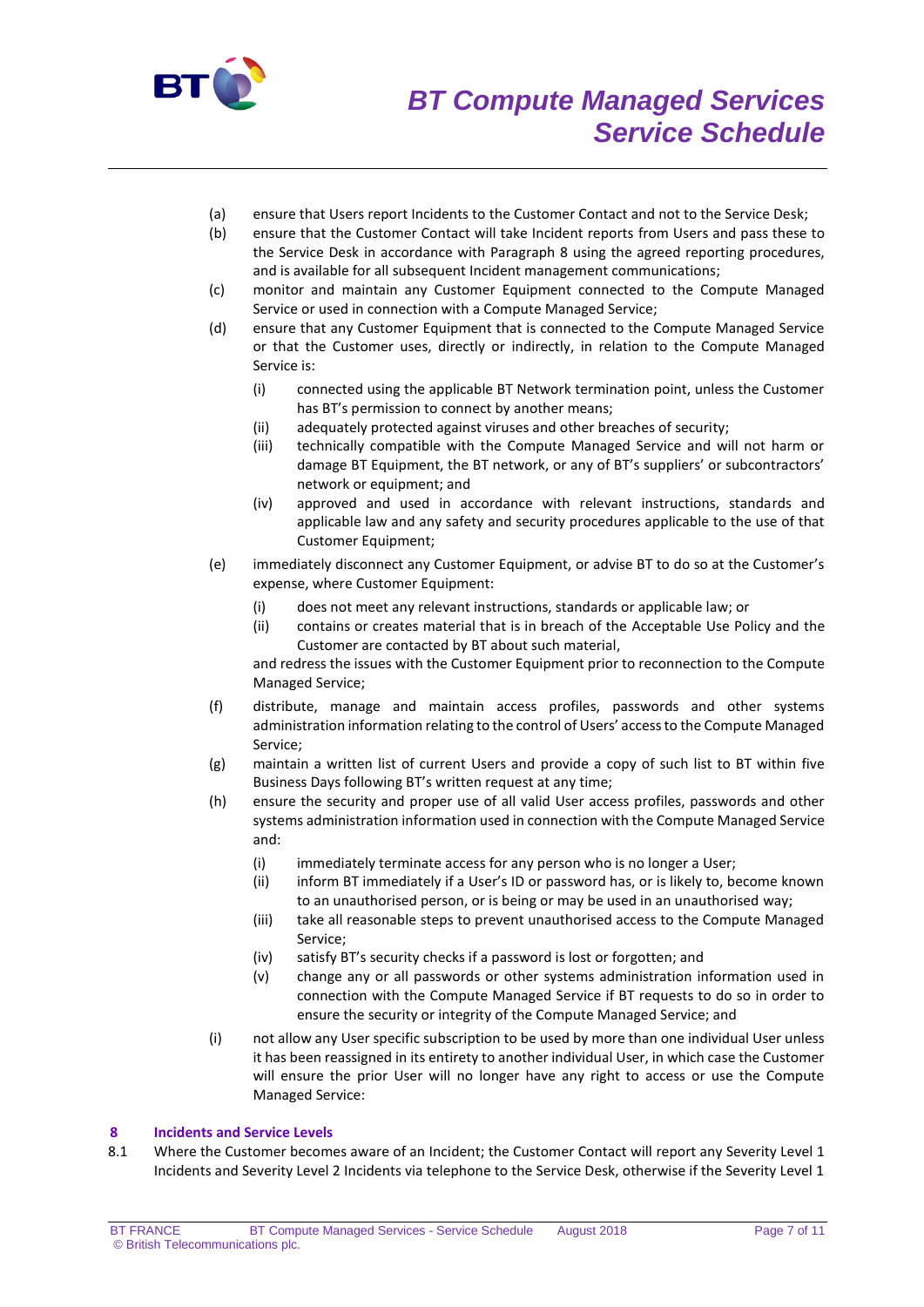(a) ensure that Users report Incidents to the Customer Contact and not to the Service Desk;

(b) ensure that the Customer Contact will take Incident reports from Users and pass these to the Service Desk in accordance with Paragraph 8 using the agreed reporting procedures, and is available for all subsequent Incident management communications;

(c) monitor and maintain any Customer Equipment connected to the Compute Managed Service or used in connection with a Compute Managed Service;

(d) ensure that any Customer Equipment that is connected to the Compute Managed Service or that the Customer uses, directly or indirectly, in relation to the Compute Managed Service is:

   (i) connected using the applicable BT Network termination point, unless the Customer has BT's permission to connect by another means;

   (ii) adequately protected against viruses and other breaches of security;

   (iii) technically compatible with the Compute Managed Service and will not harm or damage BT Equipment, the BT network, or any of BT's suppliers' or subcontractors' network or equipment; and

   (iv) approved and used in accordance with relevant instructions, standards and applicable law and any safety and security procedures applicable to the use of that Customer Equipment;

(e) immediately disconnect any Customer Equipment, or advise BT to do so at the Customer's expense, where Customer Equipment:

   (i) does not meet any relevant instructions, standards or applicable law; or

   (ii) contains or creates material that is in breach of the Acceptable Use Policy and the Customer are contacted by BT about such material,

   and redress the issues with the Customer Equipment prior to reconnection to the Compute Managed Service;

(f) distribute, manage and maintain access profiles, passwords and other systems administration information relating to the control of Users' access to the Compute Managed Service;

(g) maintain a written list of current Users and provide a copy of such list to BT within five Business Days following BT's written request at any time;

(h) ensure the security and proper use of all valid User access profiles, passwords and other systems administration information used in connection with the Compute Managed Service and:

   (i) immediately terminate access for any person who is no longer a User;

   (ii) inform BT immediately if a User's ID or password has, or is likely to, become known to an unauthorised person, or is being or may be used in an unauthorised way;

   (iii) take all reasonable steps to prevent unauthorised access to the Compute Managed Service;

   (iv) satisfy BT's security checks if a password is lost or forgotten; and

   (v) change any or all passwords or other systems administration information used in connection with the Compute Managed Service if BT requests to do so in order to ensure the security or integrity of the Compute Managed Service; and

(i) not allow any User specific subscription to be used by more than one individual User unless it has been reassigned in its entirety to another individual User, in which case the Customer will ensure the prior User will no longer have any right to access or use the Compute Managed Service:

## 8 Incidents and Service Levels

8.1 Where the Customer becomes aware of an Incident; the Customer Contact will report any Severity Level 1 Incidents and Severity Level 2 Incidents via telephone to the Service Desk, otherwise if the Severity Level 1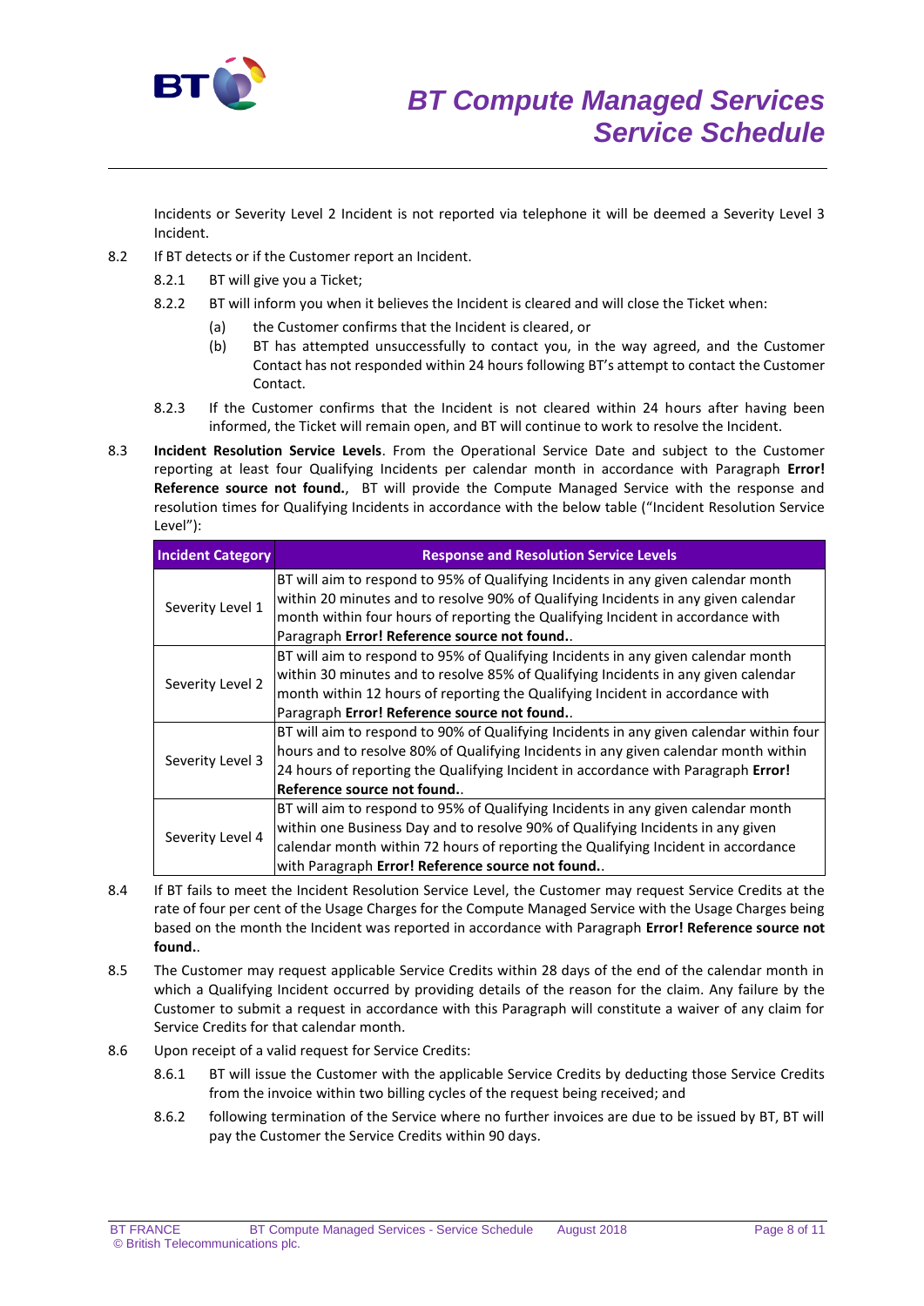Incidents or Severity Level 2 Incident is not reported via telephone it will be deemed a Severity Level 3 Incident.

8.2 If BT detects or if the Customer report an Incident.

8.2.1 BT will give you a Ticket;

8.2.2 BT will inform you when it believes the Incident is cleared and will close the Ticket when:

(a) the Customer confirms that the Incident is cleared, or

(b) BT has attempted unsuccessfully to contact you, in the way agreed, and the Customer Contact has not responded within 24 hours following BT's attempt to contact the Customer Contact.

8.2.3 If the Customer confirms that the Incident is not cleared within 24 hours after having been informed, the Ticket will remain open, and BT will continue to work to resolve the Incident.

8.3 **Incident Resolution Service Levels**. From the Operational Service Date and subject to the Customer reporting at least four Qualifying Incidents per calendar month in accordance with Paragraph **Error! Reference source not found.**, BT will provide the Compute Managed Service with the response and resolution times for Qualifying Incidents in accordance with the below table ("Incident Resolution Service Level"):

| Incident Category | Response and Resolution Service Levels |
|---|---|
| Severity Level 1 | BT will aim to respond to 95% of Qualifying Incidents in any given calendar month within 20 minutes and to resolve 90% of Qualifying Incidents in any given calendar month within four hours of reporting the Qualifying Incident in accordance with Paragraph **Error! Reference source not found.**. |
| Severity Level 2 | BT will aim to respond to 95% of Qualifying Incidents in any given calendar month within 30 minutes and to resolve 85% of Qualifying Incidents in any given calendar month within 12 hours of reporting the Qualifying Incident in accordance with Paragraph **Error! Reference source not found.**. |
| Severity Level 3 | BT will aim to respond to 90% of Qualifying Incidents in any given calendar within four hours and to resolve 80% of Qualifying Incidents in any given calendar month within 24 hours of reporting the Qualifying Incident in accordance with Paragraph **Error! Reference source not found.**. |
| Severity Level 4 | BT will aim to respond to 95% of Qualifying Incidents in any given calendar month within one Business Day and to resolve 90% of Qualifying Incidents in any given calendar month within 72 hours of reporting the Qualifying Incident in accordance with Paragraph **Error! Reference source not found.**. |

8.4 If BT fails to meet the Incident Resolution Service Level, the Customer may request Service Credits at the rate of four per cent of the Usage Charges for the Compute Managed Service with the Usage Charges being based on the month the Incident was reported in accordance with Paragraph **Error! Reference source not found.**.

8.5 The Customer may request applicable Service Credits within 28 days of the end of the calendar month in which a Qualifying Incident occurred by providing details of the reason for the claim. Any failure by the Customer to submit a request in accordance with this Paragraph will constitute a waiver of any claim for Service Credits for that calendar month.

8.6 Upon receipt of a valid request for Service Credits:

8.6.1 BT will issue the Customer with the applicable Service Credits by deducting those Service Credits from the invoice within two billing cycles of the request being received; and

8.6.2 following termination of the Service where no further invoices are due to be issued by BT, BT will pay the Customer the Service Credits within 90 days.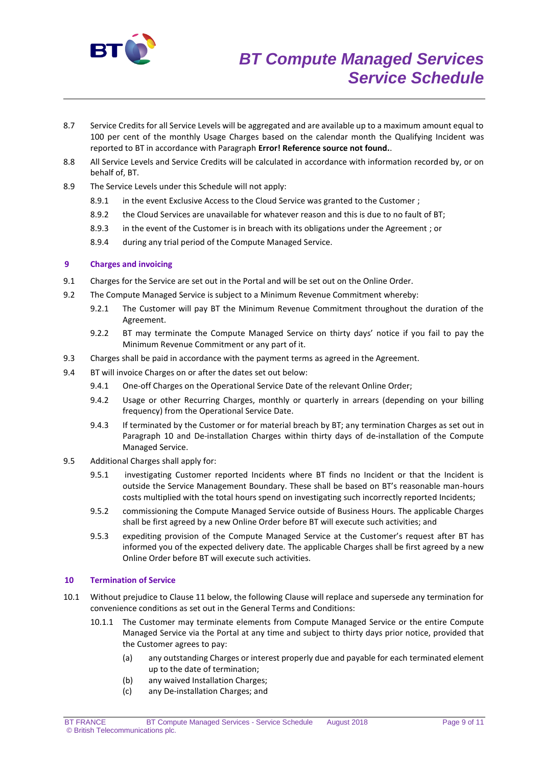8.7 Service Credits for all Service Levels will be aggregated and are available up to a maximum amount equal to 100 per cent of the monthly Usage Charges based on the calendar month the Qualifying Incident was reported to BT in accordance with Paragraph **Error! Reference source not found.**.

8.8 All Service Levels and Service Credits will be calculated in accordance with information recorded by, or on behalf of, BT.

8.9 The Service Levels under this Schedule will not apply:

- 8.9.1 in the event Exclusive Access to the Cloud Service was granted to the Customer ;
- 8.9.2 the Cloud Services are unavailable for whatever reason and this is due to no fault of BT;
- 8.9.3 in the event of the Customer is in breach with its obligations under the Agreement ; or
- 8.9.4 during any trial period of the Compute Managed Service.

## 9 Charges and invoicing

9.1 Charges for the Service are set out in the Portal and will be set out on the Online Order.

9.2 The Compute Managed Service is subject to a Minimum Revenue Commitment whereby:

- 9.2.1 The Customer will pay BT the Minimum Revenue Commitment throughout the duration of the Agreement.
- 9.2.2 BT may terminate the Compute Managed Service on thirty days' notice if you fail to pay the Minimum Revenue Commitment or any part of it.

9.3 Charges shall be paid in accordance with the payment terms as agreed in the Agreement.

9.4 BT will invoice Charges on or after the dates set out below:

- 9.4.1 One-off Charges on the Operational Service Date of the relevant Online Order;
- 9.4.2 Usage or other Recurring Charges, monthly or quarterly in arrears (depending on your billing frequency) from the Operational Service Date.
- 9.4.3 If terminated by the Customer or for material breach by BT; any termination Charges as set out in Paragraph 10 and De-installation Charges within thirty days of de-installation of the Compute Managed Service.

9.5 Additional Charges shall apply for:

- 9.5.1 investigating Customer reported Incidents where BT finds no Incident or that the Incident is outside the Service Management Boundary. These shall be based on BT's reasonable man-hours costs multiplied with the total hours spend on investigating such incorrectly reported Incidents;
- 9.5.2 commissioning the Compute Managed Service outside of Business Hours. The applicable Charges shall be first agreed by a new Online Order before BT will execute such activities; and
- 9.5.3 expediting provision of the Compute Managed Service at the Customer's request after BT has informed you of the expected delivery date. The applicable Charges shall be first agreed by a new Online Order before BT will execute such activities.

## 10 Termination of Service

10.1 Without prejudice to Clause 11 below, the following Clause will replace and supersede any termination for convenience conditions as set out in the General Terms and Conditions:

- 10.1.1 The Customer may terminate elements from Compute Managed Service or the entire Compute Managed Service via the Portal at any time and subject to thirty days prior notice, provided that the Customer agrees to pay:
  - (a) any outstanding Charges or interest properly due and payable for each terminated element up to the date of termination;
  - (b) any waived Installation Charges;
  - (c) any De-installation Charges; and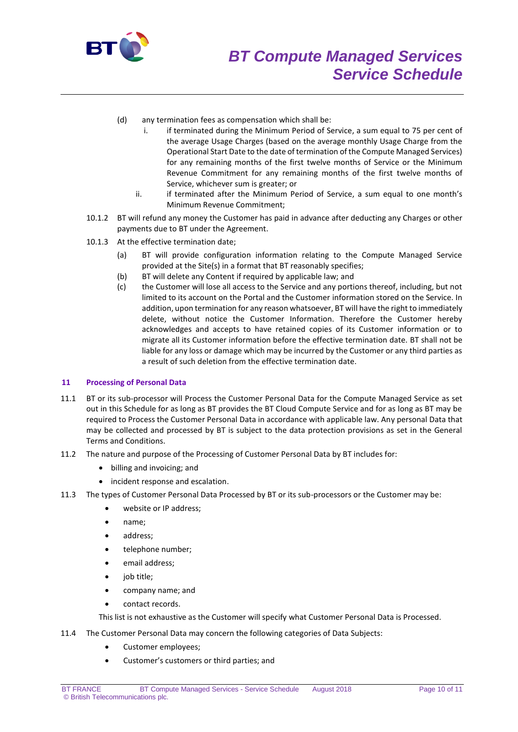(d) any termination fees as compensation which shall be:

   i. if terminated during the Minimum Period of Service, a sum equal to 75 per cent of the average Usage Charges (based on the average monthly Usage Charge from the Operational Start Date to the date of termination of the Compute Managed Services) for any remaining months of the first twelve months of Service or the Minimum Revenue Commitment for any remaining months of the first twelve months of Service, whichever sum is greater; or

   ii. if terminated after the Minimum Period of Service, a sum equal to one month's Minimum Revenue Commitment;

10.1.2 BT will refund any money the Customer has paid in advance after deducting any Charges or other payments due to BT under the Agreement.

10.1.3 At the effective termination date;

(a) BT will provide configuration information relating to the Compute Managed Service provided at the Site(s) in a format that BT reasonably specifies;

(b) BT will delete any Content if required by applicable law; and

(c) the Customer will lose all access to the Service and any portions thereof, including, but not limited to its account on the Portal and the Customer information stored on the Service. In addition, upon termination for any reason whatsoever, BT will have the right to immediately delete, without notice the Customer Information. Therefore the Customer hereby acknowledges and accepts to have retained copies of its Customer information or to migrate all its Customer information before the effective termination date. BT shall not be liable for any loss or damage which may be incurred by the Customer or any third parties as a result of such deletion from the effective termination date.

## 11 Processing of Personal Data

11.1 BT or its sub-processor will Process the Customer Personal Data for the Compute Managed Service as set out in this Schedule for as long as BT provides the BT Cloud Compute Service and for as long as BT may be required to Process the Customer Personal Data in accordance with applicable law. Any personal Data that may be collected and processed by BT is subject to the data protection provisions as set in the General Terms and Conditions.

11.2 The nature and purpose of the Processing of Customer Personal Data by BT includes for:

- billing and invoicing; and
- incident response and escalation.

11.3 The types of Customer Personal Data Processed by BT or its sub-processors or the Customer may be:

- website or IP address;
- name;
- address;
- telephone number;
- email address;
- job title;
- company name; and
- contact records.

This list is not exhaustive as the Customer will specify what Customer Personal Data is Processed.

11.4 The Customer Personal Data may concern the following categories of Data Subjects:

- Customer employees;
- Customer's customers or third parties; and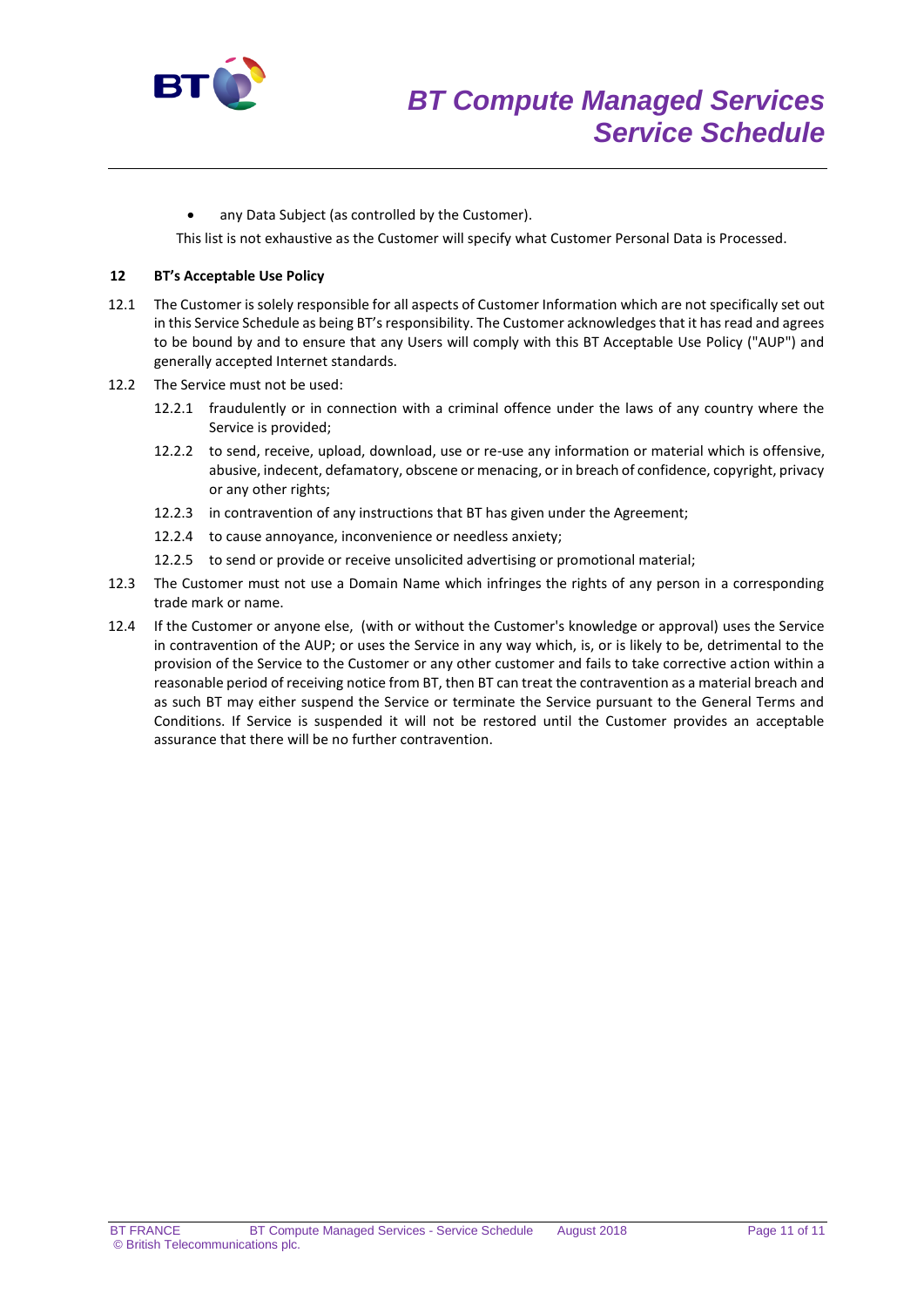- any Data Subject (as controlled by the Customer).

This list is not exhaustive as the Customer will specify what Customer Personal Data is Processed.

## 12 BT's Acceptable Use Policy

12.1 The Customer is solely responsible for all aspects of Customer Information which are not specifically set out in this Service Schedule as being BT's responsibility. The Customer acknowledges that it has read and agrees to be bound by and to ensure that any Users will comply with this BT Acceptable Use Policy ("AUP") and generally accepted Internet standards.

12.2 The Service must not be used:

12.2.1 fraudulently or in connection with a criminal offence under the laws of any country where the Service is provided;

12.2.2 to send, receive, upload, download, use or re-use any information or material which is offensive, abusive, indecent, defamatory, obscene or menacing, or in breach of confidence, copyright, privacy or any other rights;

12.2.3 in contravention of any instructions that BT has given under the Agreement;

12.2.4 to cause annoyance, inconvenience or needless anxiety;

12.2.5 to send or provide or receive unsolicited advertising or promotional material;

12.3 The Customer must not use a Domain Name which infringes the rights of any person in a corresponding trade mark or name.

12.4 If the Customer or anyone else, (with or without the Customer's knowledge or approval) uses the Service in contravention of the AUP; or uses the Service in any way which, is, or is likely to be, detrimental to the provision of the Service to the Customer or any other customer and fails to take corrective action within a reasonable period of receiving notice from BT, then BT can treat the contravention as a material breach and as such BT may either suspend the Service or terminate the Service pursuant to the General Terms and Conditions. If Service is suspended it will not be restored until the Customer provides an acceptable assurance that there will be no further contravention.